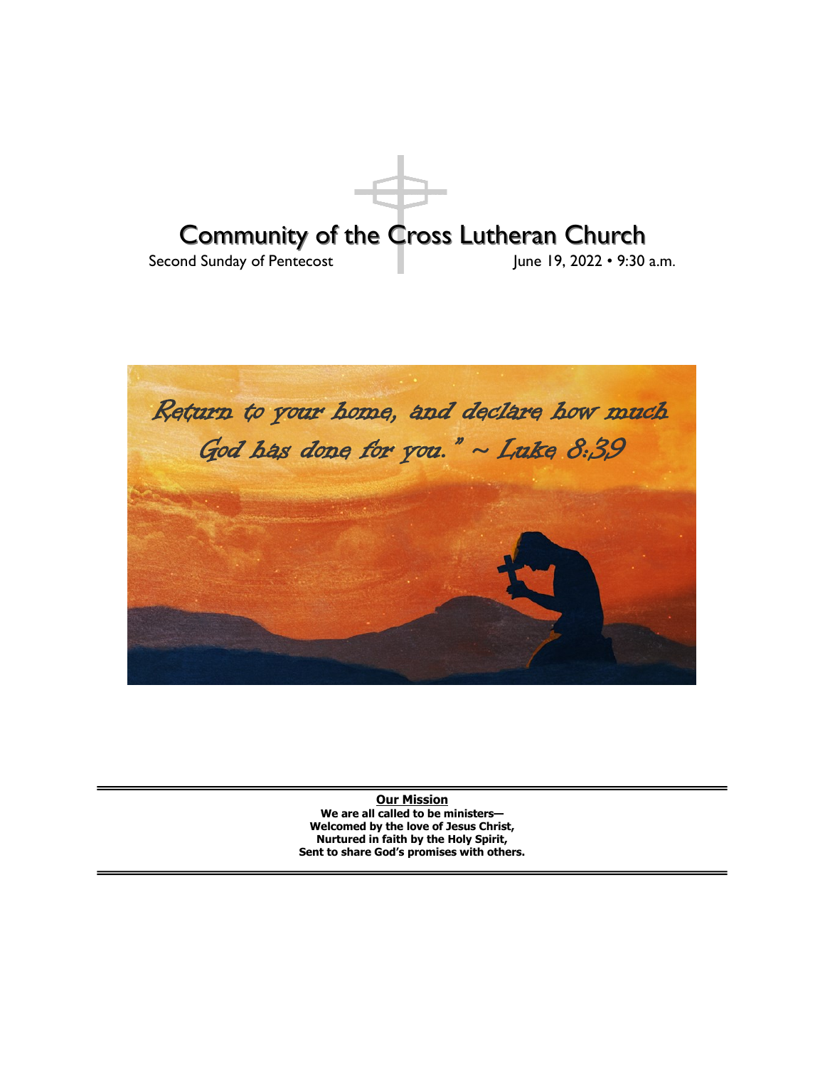# Community of the Cross Lutheran Church

Second Sunday of Pentecost June 19, 2022 • 9:30 a.m.

*Return to your home, and declare how much God has done for you." ~ Luke 8:39*

---

**Our Mission**

**We are all called to be ministers—**
**Welcomed by the love of Jesus Christ,**
**Nurtured in faith by the Holy Spirit,**
**Sent to share God's promises with others.**

---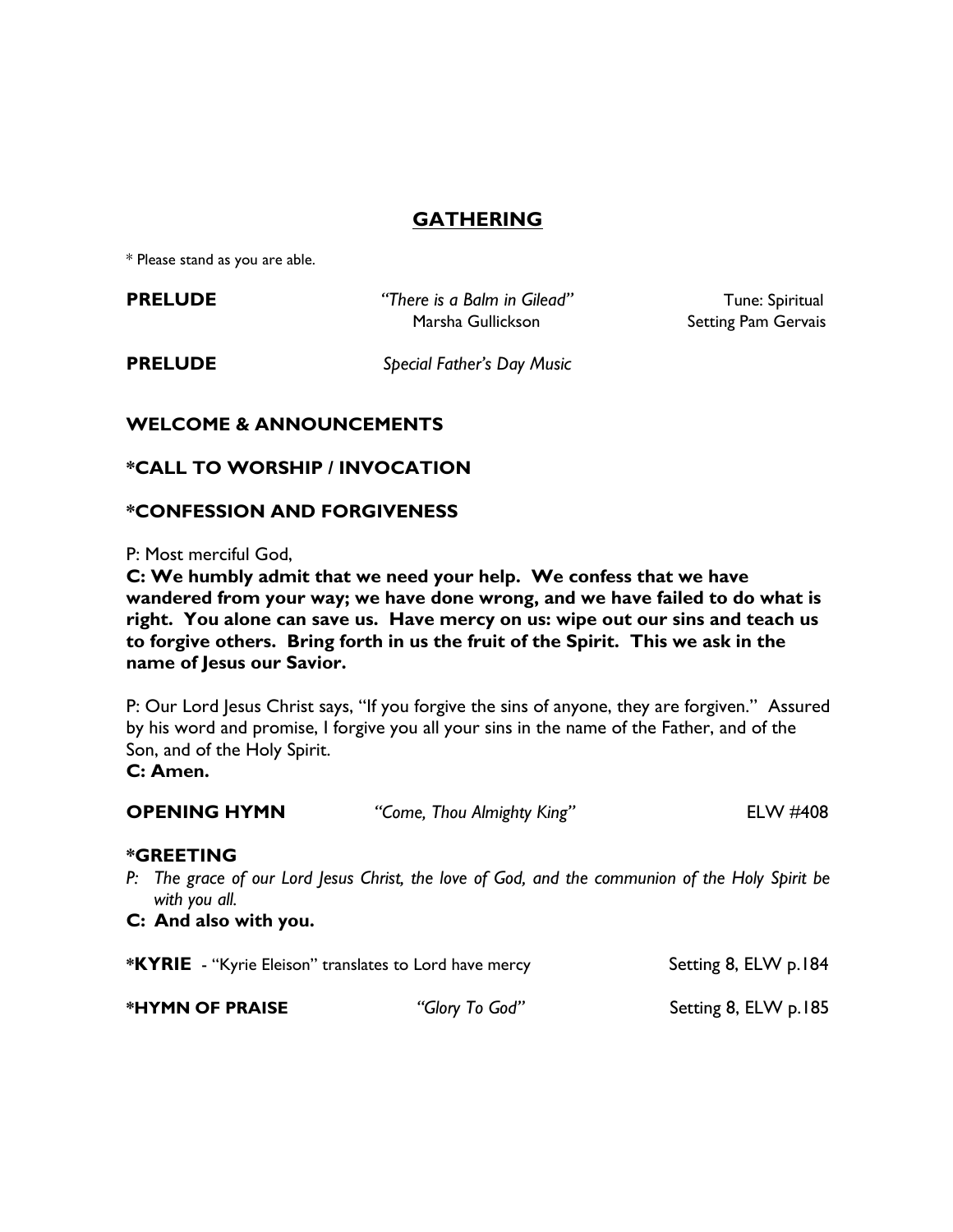## GATHERING

\* Please stand as you are able.

**PRELUDE** *"There is a Balm in Gilead"* Tune: Spiritual
Marsha Gullickson Setting Pam Gervais

**PRELUDE** *Special Father's Day Music*

**WELCOME & ANNOUNCEMENTS**

**\*CALL TO WORSHIP / INVOCATION**

**\*CONFESSION AND FORGIVENESS**

P: Most merciful God,

**C: We humbly admit that we need your help. We confess that we have wandered from your way; we have done wrong, and we have failed to do what is right. You alone can save us. Have mercy on us: wipe out our sins and teach us to forgive others. Bring forth in us the fruit of the Spirit. This we ask in the name of Jesus our Savior.**

P: Our Lord Jesus Christ says, "If you forgive the sins of anyone, they are forgiven." Assured by his word and promise, I forgive you all your sins in the name of the Father, and of the Son, and of the Holy Spirit.

**C: Amen.**

**OPENING HYMN** *"Come, Thou Almighty King"* ELW #408

**\*GREETING**

*P: The grace of our Lord Jesus Christ, the love of God, and the communion of the Holy Spirit be with you all.*

**C: And also with you.**

**\*KYRIE** - "Kyrie Eleison" translates to Lord have mercy Setting 8, ELW p.184

**\*HYMN OF PRAISE** *"Glory To God"* Setting 8, ELW p.185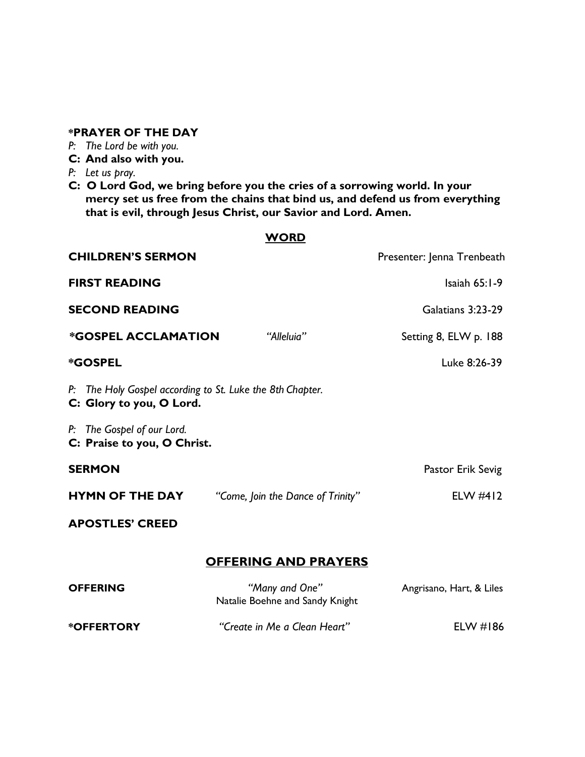**\*PRAYER OF THE DAY**

*P: The Lord be with you.*

**C: And also with you.**

*P: Let us pray.*

**C: O Lord God, we bring before you the cries of a sorrowing world. In your mercy set us free from the chains that bind us, and defend us from everything that is evil, through Jesus Christ, our Savior and Lord. Amen.**

## WORD

**CHILDREN'S SERMON** — Presenter: Jenna Trenbeath

**FIRST READING** — Isaiah 65:1-9

**SECOND READING** — Galatians 3:23-29

**\*GOSPEL ACCLAMATION** — *"Alleluia"* — Setting 8, ELW p. 188

**\*GOSPEL** — Luke 8:26-39

*P: The Holy Gospel according to St. Luke the 8th Chapter.*

**C: Glory to you, O Lord.**

*P: The Gospel of our Lord.*

**C: Praise to you, O Christ.**

**SERMON** — Pastor Erik Sevig

**HYMN OF THE DAY** — *"Come, Join the Dance of Trinity"* — ELW #412

**APOSTLES' CREED**

## OFFERING AND PRAYERS

**OFFERING** — *"Many and One"* — Angrisano, Hart, & Liles
Natalie Boehne and Sandy Knight

**\*OFFERTORY** — *"Create in Me a Clean Heart"* — ELW #186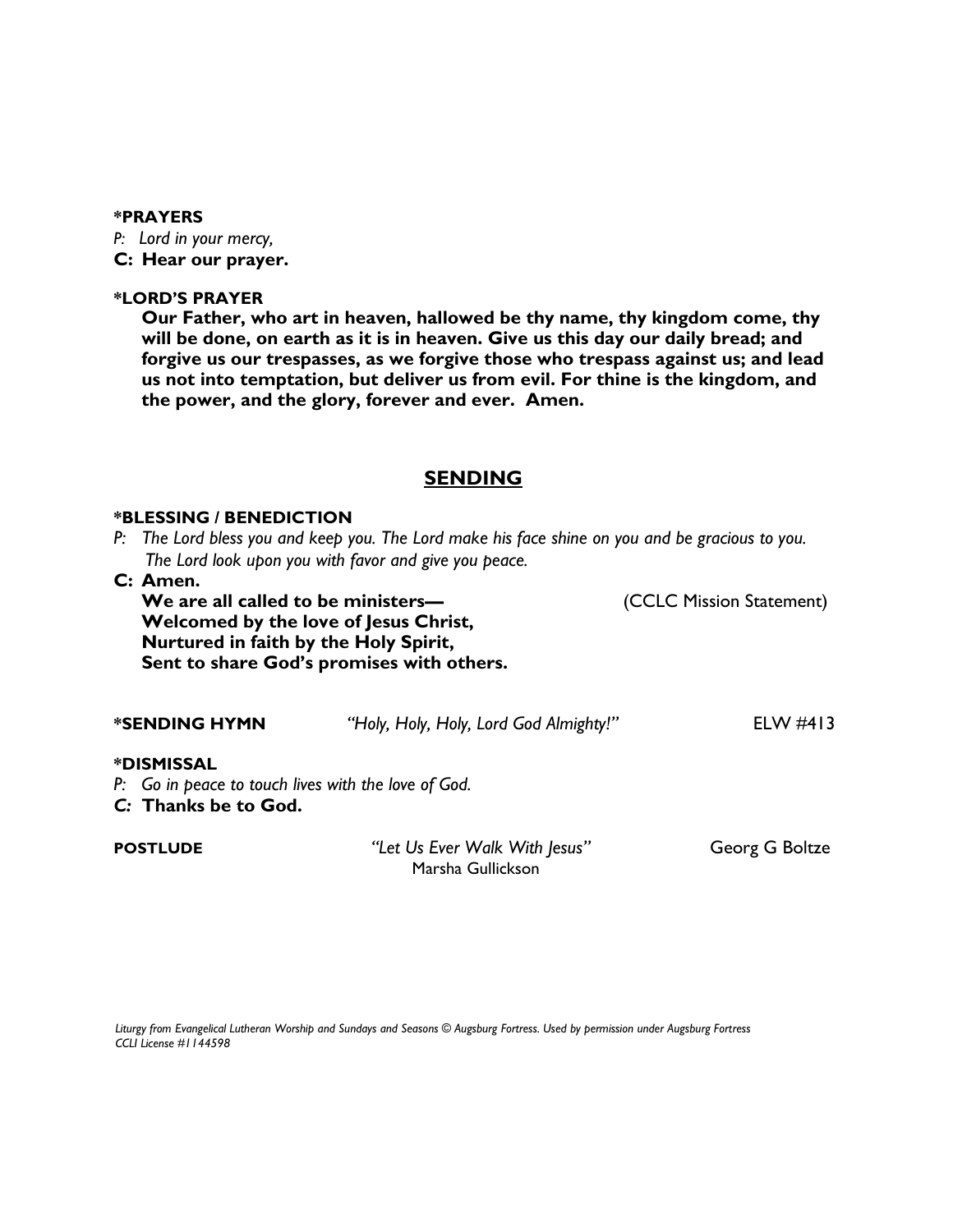**\*PRAYERS**

*P: Lord in your mercy,*

**C: Hear our prayer.**

**\*LORD'S PRAYER**

**Our Father, who art in heaven, hallowed be thy name, thy kingdom come, thy will be done, on earth as it is in heaven. Give us this day our daily bread; and forgive us our trespasses, as we forgive those who trespass against us; and lead us not into temptation, but deliver us from evil. For thine is the kingdom, and the power, and the glory, forever and ever. Amen.**

## <u>SENDING</u>

**\*BLESSING / BENEDICTION**

*P: The Lord bless you and keep you. The Lord make his face shine on you and be gracious to you. The Lord look upon you with favor and give you peace.*

**C: Amen.**

**We are all called to be ministers—** (CCLC Mission Statement)
**Welcomed by the love of Jesus Christ,**
**Nurtured in faith by the Holy Spirit,**
**Sent to share God's promises with others.**

**\*SENDING HYMN** *"Holy, Holy, Holy, Lord God Almighty!"* ELW #413

**\*DISMISSAL**

*P: Go in peace to touch lives with the love of God.*

***C:* Thanks be to God.**

**POSTLUDE** *"Let Us Ever Walk With Jesus"* Georg G Boltze
Marsha Gullickson

*Liturgy from Evangelical Lutheran Worship and Sundays and Seasons © Augsburg Fortress. Used by permission under Augsburg Fortress CCLI License #1144598*